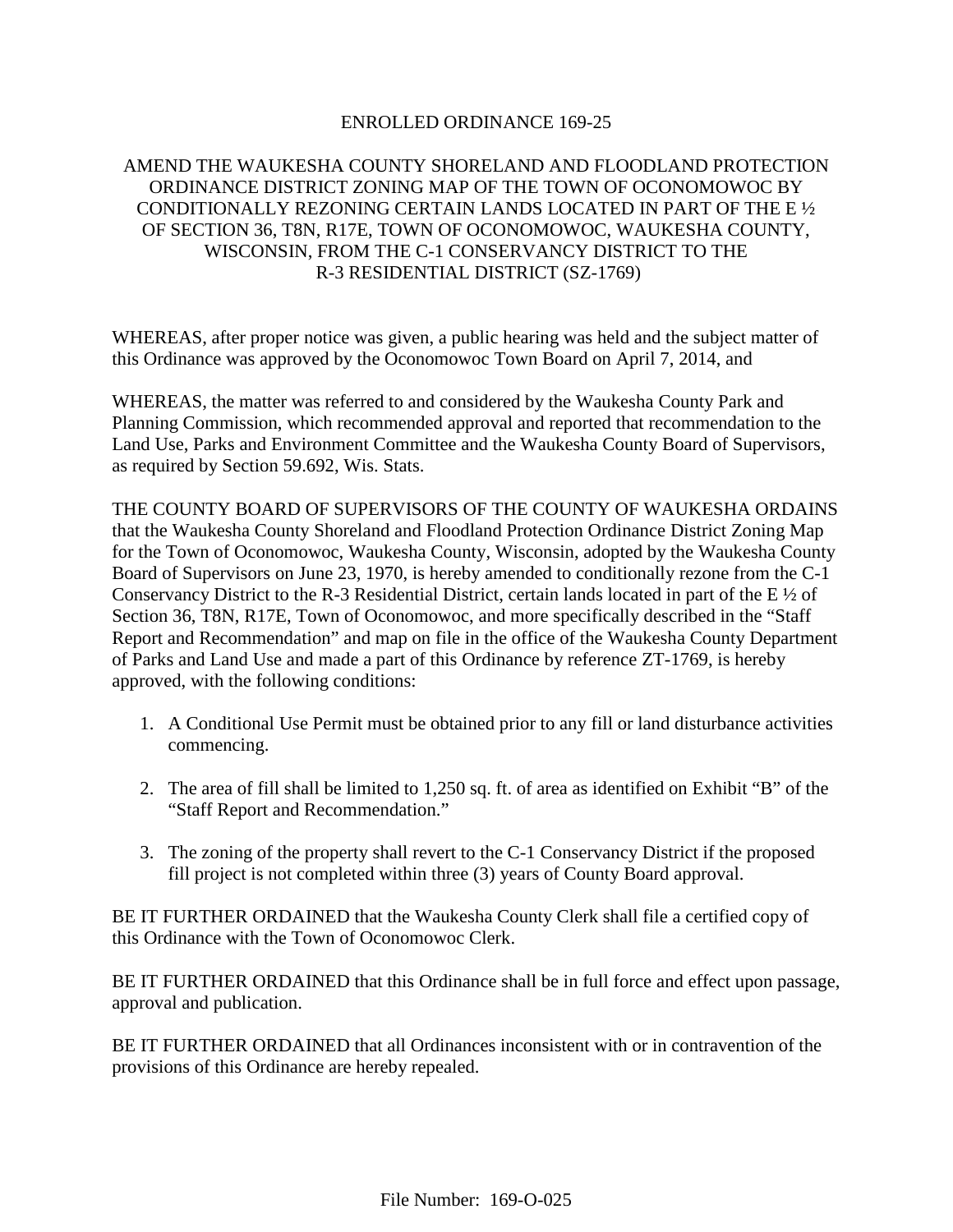# ENROLLED ORDINANCE 169-25

## AMEND THE WAUKESHA COUNTY SHORELAND AND FLOODLAND PROTECTION ORDINANCE DISTRICT ZONING MAP OF THE TOWN OF OCONOMOWOC BY CONDITIONALLY REZONING CERTAIN LANDS LOCATED IN PART OF THE E ½ OF SECTION 36, T8N, R17E, TOWN OF OCONOMOWOC, WAUKESHA COUNTY, WISCONSIN, FROM THE C-1 CONSERVANCY DISTRICT TO THE R-3 RESIDENTIAL DISTRICT (SZ-1769)

WHEREAS, after proper notice was given, a public hearing was held and the subject matter of this Ordinance was approved by the Oconomowoc Town Board on April 7, 2014, and

WHEREAS, the matter was referred to and considered by the Waukesha County Park and Planning Commission, which recommended approval and reported that recommendation to the Land Use, Parks and Environment Committee and the Waukesha County Board of Supervisors, as required by Section 59.692, Wis. Stats.

THE COUNTY BOARD OF SUPERVISORS OF THE COUNTY OF WAUKESHA ORDAINS that the Waukesha County Shoreland and Floodland Protection Ordinance District Zoning Map for the Town of Oconomowoc, Waukesha County, Wisconsin, adopted by the Waukesha County Board of Supervisors on June 23, 1970, is hereby amended to conditionally rezone from the C-1 Conservancy District to the R-3 Residential District, certain lands located in part of the E ½ of Section 36, T8N, R17E, Town of Oconomowoc, and more specifically described in the "Staff Report and Recommendation" and map on file in the office of the Waukesha County Department of Parks and Land Use and made a part of this Ordinance by reference ZT-1769, is hereby approved, with the following conditions:

1. A Conditional Use Permit must be obtained prior to any fill or land disturbance activities commencing.

2. The area of fill shall be limited to 1,250 sq. ft. of area as identified on Exhibit "B" of the "Staff Report and Recommendation."

3. The zoning of the property shall revert to the C-1 Conservancy District if the proposed fill project is not completed within three (3) years of County Board approval.

BE IT FURTHER ORDAINED that the Waukesha County Clerk shall file a certified copy of this Ordinance with the Town of Oconomowoc Clerk.

BE IT FURTHER ORDAINED that this Ordinance shall be in full force and effect upon passage, approval and publication.

BE IT FURTHER ORDAINED that all Ordinances inconsistent with or in contravention of the provisions of this Ordinance are hereby repealed.

File Number: 169-O-025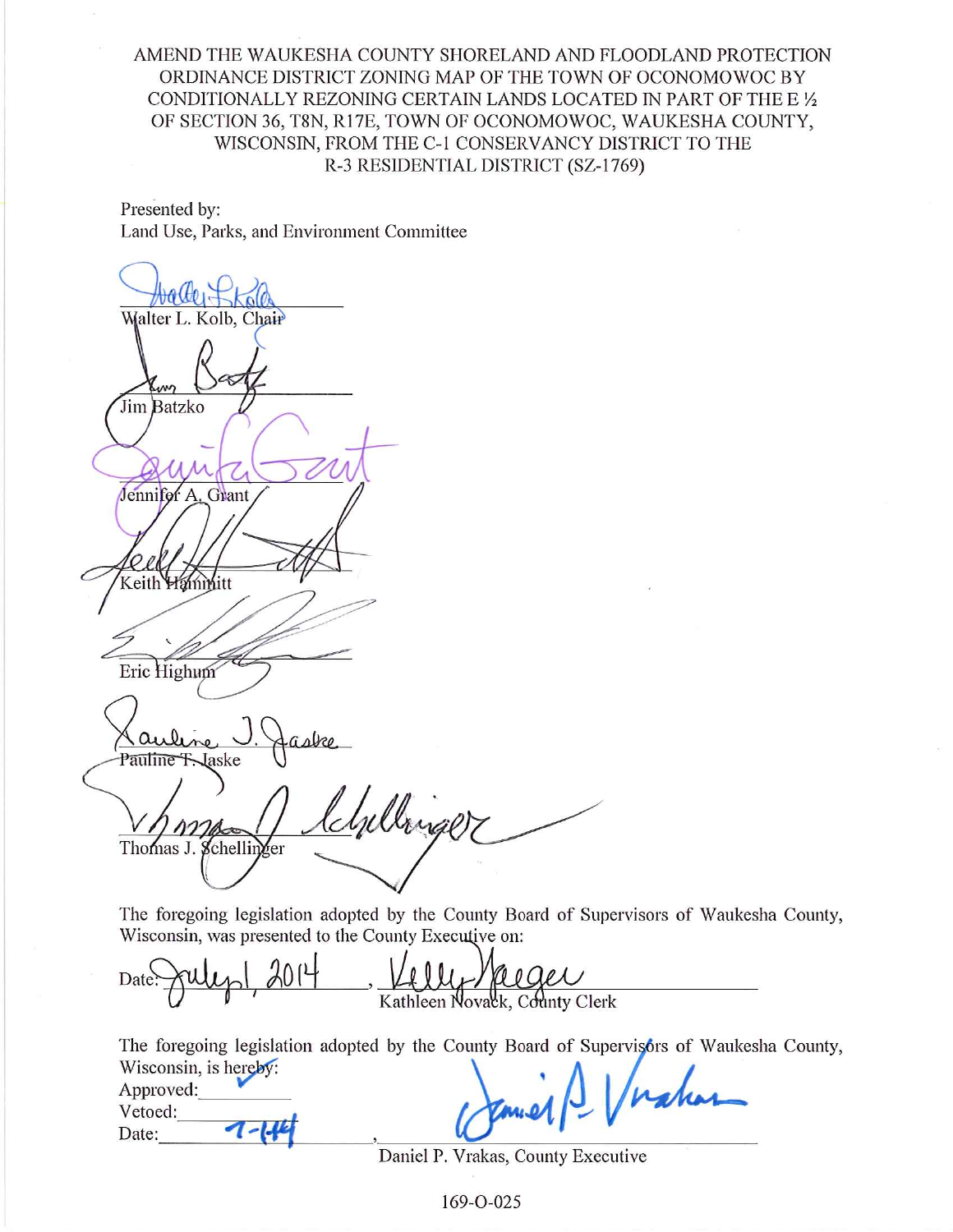AMEND THE WAUKESHA COUNTY SHORELAND AND FLOODLAND PROTECTION ORDINANCE DISTRICT ZONING MAP OF THE TOWN OF OCONOMOWOC BY CONDITIONALLY REZONING CERTAIN LANDS LOCATED IN PART OF THE E ½ OF SECTION 36, T8N, R17E, TOWN OF OCONOMOWOC, WAUKESHA COUNTY, WISCONSIN, FROM THE C-1 CONSERVANCY DISTRICT TO THE R-3 RESIDENTIAL DISTRICT (SZ-1769)

Presented by:
Land Use, Parks, and Environment Committee

Walter L. Kolb, Chair

Jim Batzko

Jennifer A. Grant

Keith Hammitt

Eric Highum

Pauline T. Jaske

Thomas J. Schellinger

The foregoing legislation adopted by the County Board of Supervisors of Waukesha County, Wisconsin, was presented to the County Executive on:

Date: July 1, 2014 , Kathleen Novack, County Clerk

The foregoing legislation adopted by the County Board of Supervisors of Waukesha County, Wisconsin, is hereby:

Approved: ✓
Vetoed: \_\_\_\_\_\_\_\_
Date: 7-1-14 , Daniel P. Vrakas, County Executive

169-O-025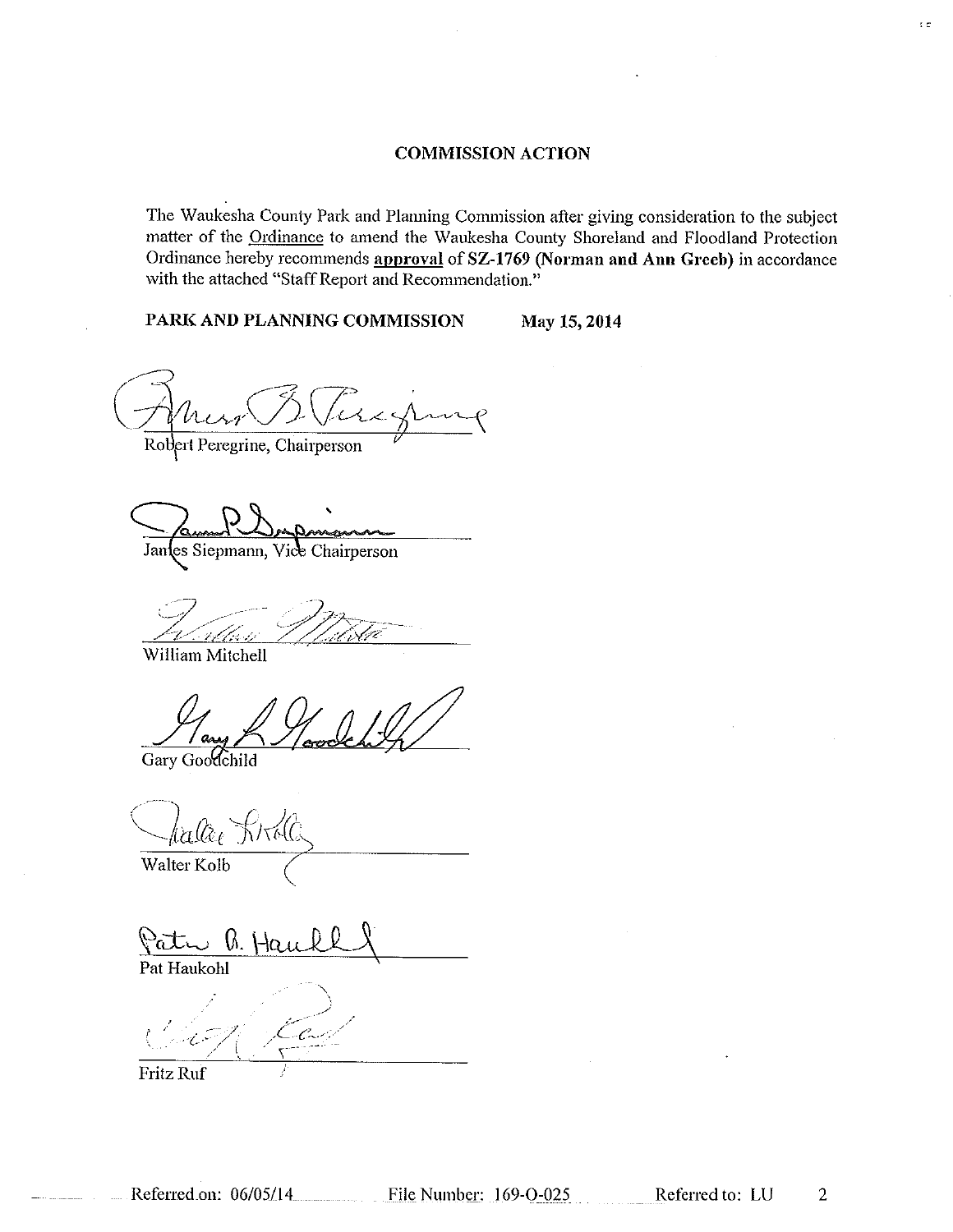## COMMISSION ACTION

The Waukesha County Park and Planning Commission after giving consideration to the subject matter of the Ordinance to amend the Waukesha County Shoreland and Floodland Protection Ordinance hereby recommends **approval** of **SZ-1769 (Norman and Ann Greeb)** in accordance with the attached "Staff Report and Recommendation."

**PARK AND PLANNING COMMISSION** **May 15, 2014**

Robert Peregrine, Chairperson

James Siepmann, Vice Chairperson

William Mitchell

Gary Goodchild

Walter Kolb

Pat Haukohl

Fritz Ruf

Referred on: 06/05/14 File Number: 169-O-025 Referred to: LU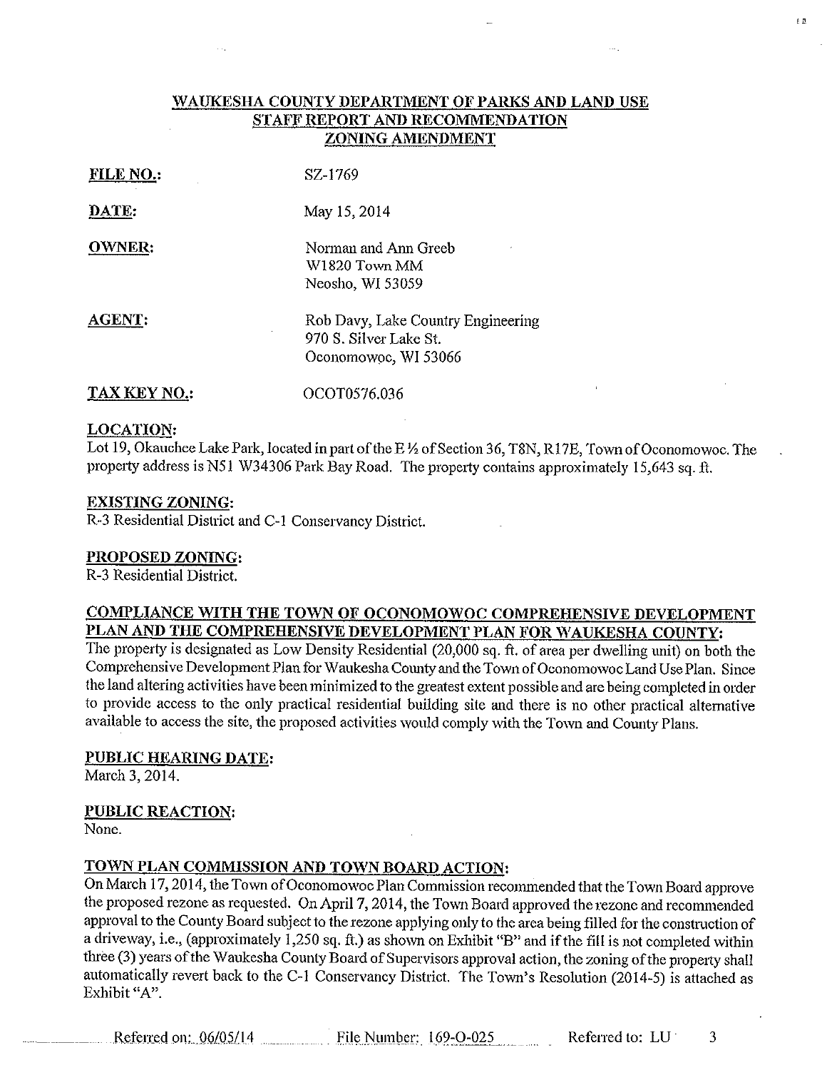## WAUKESHA COUNTY DEPARTMENT OF PARKS AND LAND USE
## STAFF REPORT AND RECOMMENDATION
## ZONING AMENDMENT

**FILE NO.:** SZ-1769

**DATE:** May 15, 2014

**OWNER:** Norman and Ann Greeb
W1820 Town MM
Neosho, WI 53059

**AGENT:** Rob Davy, Lake Country Engineering
970 S. Silver Lake St.
Oconomowoc, WI 53066

**TAX KEY NO.:** OCOT0576.036

**LOCATION:**
Lot 19, Okauchee Lake Park, located in part of the E ½ of Section 36, T8N, R17E, Town of Oconomowoc. The property address is N51 W34306 Park Bay Road. The property contains approximately 15,643 sq. ft.

**EXISTING ZONING:**
R-3 Residential District and C-1 Conservancy District.

**PROPOSED ZONING:**
R-3 Residential District.

**COMPLIANCE WITH THE TOWN OF OCONOMOWOC COMPREHENSIVE DEVELOPMENT PLAN AND THE COMPREHENSIVE DEVELOPMENT PLAN FOR WAUKESHA COUNTY:**
The property is designated as Low Density Residential (20,000 sq. ft. of area per dwelling unit) on both the Comprehensive Development Plan for Waukesha County and the Town of Oconomowoc Land Use Plan. Since the land altering activities have been minimized to the greatest extent possible and are being completed in order to provide access to the only practical residential building site and there is no other practical alternative available to access the site, the proposed activities would comply with the Town and County Plans.

**PUBLIC HEARING DATE:**
March 3, 2014.

**PUBLIC REACTION:**
None.

**TOWN PLAN COMMISSION AND TOWN BOARD ACTION:**
On March 17, 2014, the Town of Oconomowoc Plan Commission recommended that the Town Board approve the proposed rezone as requested. On April 7, 2014, the Town Board approved the rezone and recommended approval to the County Board subject to the rezone applying only to the area being filled for the construction of a driveway, i.e., (approximately 1,250 sq. ft.) as shown on Exhibit "B" and if the fill is not completed within three (3) years of the Waukesha County Board of Supervisors approval action, the zoning of the property shall automatically revert back to the C-1 Conservancy District. The Town's Resolution (2014-5) is attached as Exhibit "A".

Referred on: 06/05/14 File Number: 169-O-025 Referred to: LU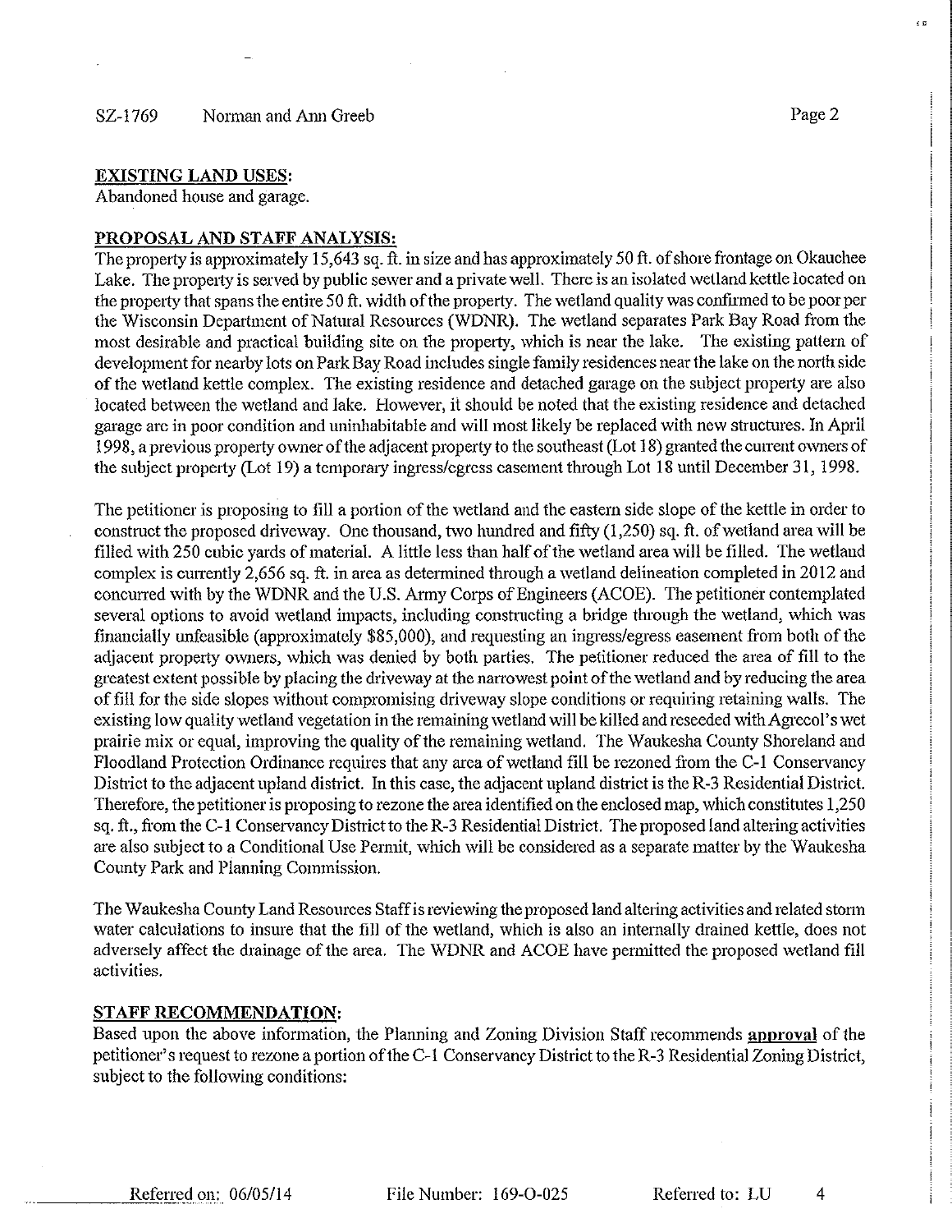## EXISTING LAND USES:

Abandoned house and garage.

## PROPOSAL AND STAFF ANALYSIS:

The property is approximately 15,643 sq. ft. in size and has approximately 50 ft. of shore frontage on Okauchee Lake. The property is served by public sewer and a private well. There is an isolated wetland kettle located on the property that spans the entire 50 ft. width of the property. The wetland quality was confirmed to be poor per the Wisconsin Department of Natural Resources (WDNR). The wetland separates Park Bay Road from the most desirable and practical building site on the property, which is near the lake. The existing pattern of development for nearby lots on Park Bay Road includes single family residences near the lake on the north side of the wetland kettle complex. The existing residence and detached garage on the subject property are also located between the wetland and lake. However, it should be noted that the existing residence and detached garage are in poor condition and uninhabitable and will most likely be replaced with new structures. In April 1998, a previous property owner of the adjacent property to the southeast (Lot 18) granted the current owners of the subject property (Lot 19) a temporary ingress/egress easement through Lot 18 until December 31, 1998.

The petitioner is proposing to fill a portion of the wetland and the eastern side slope of the kettle in order to construct the proposed driveway. One thousand, two hundred and fifty (1,250) sq. ft. of wetland area will be filled with 250 cubic yards of material. A little less than half of the wetland area will be filled. The wetland complex is currently 2,656 sq. ft. in area as determined through a wetland delineation completed in 2012 and concurred with by the WDNR and the U.S. Army Corps of Engineers (ACOE). The petitioner contemplated several options to avoid wetland impacts, including constructing a bridge through the wetland, which was financially unfeasible (approximately $85,000), and requesting an ingress/egress easement from both of the adjacent property owners, which was denied by both parties. The petitioner reduced the area of fill to the greatest extent possible by placing the driveway at the narrowest point of the wetland and by reducing the area of fill for the side slopes without compromising driveway slope conditions or requiring retaining walls. The existing low quality wetland vegetation in the remaining wetland will be killed and reseeded with Agrecol's wet prairie mix or equal, improving the quality of the remaining wetland. The Waukesha County Shoreland and Floodland Protection Ordinance requires that any area of wetland fill be rezoned from the C-1 Conservancy District to the adjacent upland district. In this case, the adjacent upland district is the R-3 Residential District. Therefore, the petitioner is proposing to rezone the area identified on the enclosed map, which constitutes 1,250 sq. ft., from the C-1 Conservancy District to the R-3 Residential District. The proposed land altering activities are also subject to a Conditional Use Permit, which will be considered as a separate matter by the Waukesha County Park and Planning Commission.

The Waukesha County Land Resources Staff is reviewing the proposed land altering activities and related storm water calculations to insure that the fill of the wetland, which is also an internally drained kettle, does not adversely affect the drainage of the area. The WDNR and ACOE have permitted the proposed wetland fill activities.

## STAFF RECOMMENDATION:

Based upon the above information, the Planning and Zoning Division Staff recommends **approval** of the petitioner's request to rezone a portion of the C-1 Conservancy District to the R-3 Residential Zoning District, subject to the following conditions: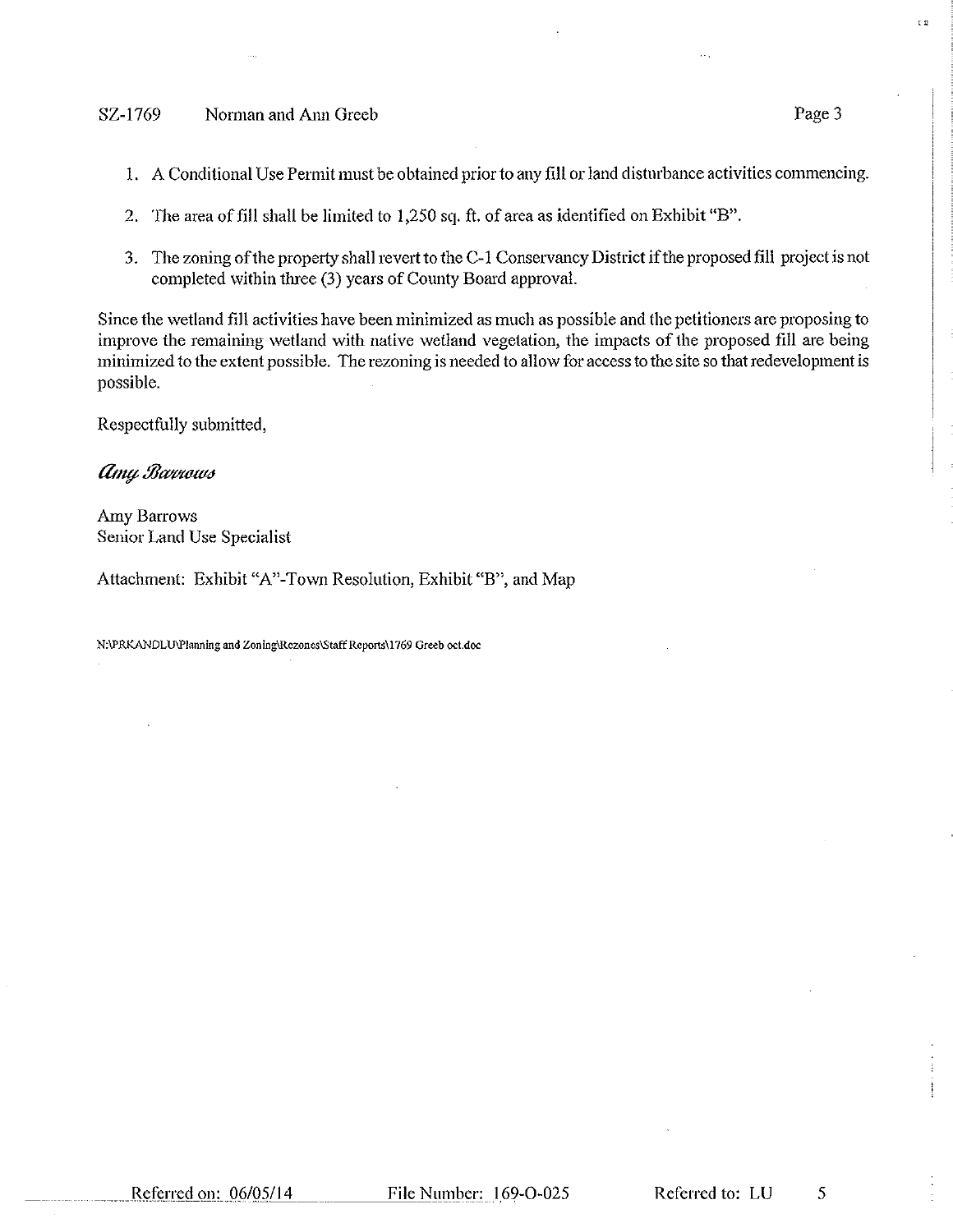1. A Conditional Use Permit must be obtained prior to any fill or land disturbance activities commencing.

2. The area of fill shall be limited to 1,250 sq. ft. of area as identified on Exhibit "B".

3. The zoning of the property shall revert to the C-1 Conservancy District if the proposed fill project is not completed within three (3) years of County Board approval.

Since the wetland fill activities have been minimized as much as possible and the petitioners are proposing to improve the remaining wetland with native wetland vegetation, the impacts of the proposed fill are being minimized to the extent possible. The rezoning is needed to allow for access to the site so that redevelopment is possible.

Respectfully submitted,

*Amy Barrows*

Amy Barrows
Senior Land Use Specialist

Attachment: Exhibit "A"-Town Resolution, Exhibit "B", and Map

N:\PRKANDLU\Planning and Zoning\Rezones\Staff Reports\1769 Greeb oct.doc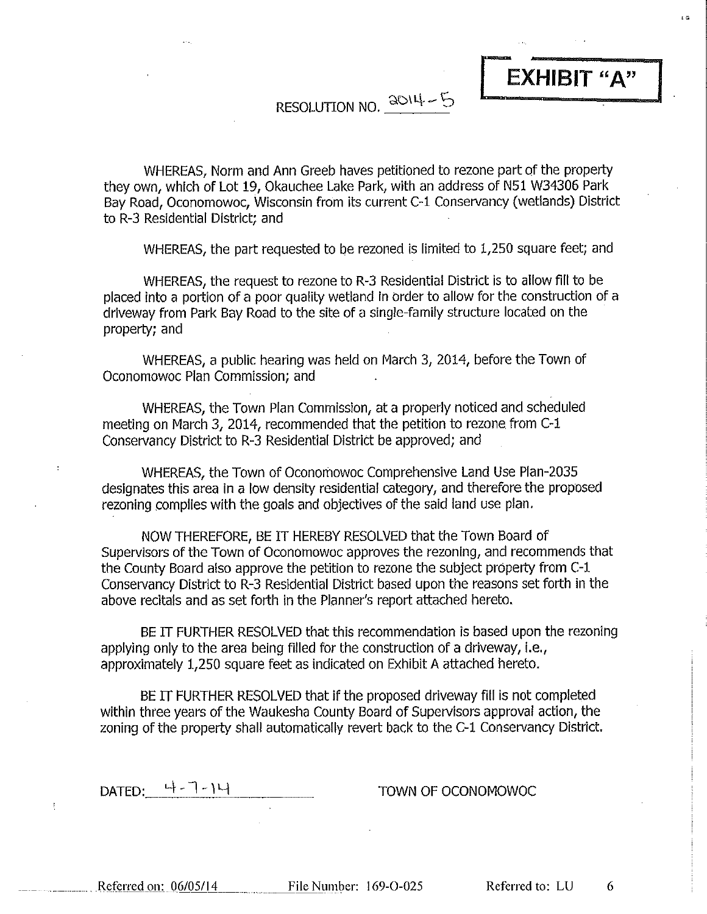**EXHIBIT "A"**

RESOLUTION NO. 2014-5

WHEREAS, Norm and Ann Greeb haves petitioned to rezone part of the property they own, which of Lot 19, Okauchee Lake Park, with an address of N51 W34306 Park Bay Road, Oconomowoc, Wisconsin from its current C-1 Conservancy (wetlands) District to R-3 Residential District; and

WHEREAS, the part requested to be rezoned is limited to 1,250 square feet; and

WHEREAS, the request to rezone to R-3 Residential District is to allow fill to be placed into a portion of a poor quality wetland in order to allow for the construction of a driveway from Park Bay Road to the site of a single-family structure located on the property; and

WHEREAS, a public hearing was held on March 3, 2014, before the Town of Oconomowoc Plan Commission; and

WHEREAS, the Town Plan Commission, at a properly noticed and scheduled meeting on March 3, 2014, recommended that the petition to rezone from C-1 Conservancy District to R-3 Residential District be approved; and

WHEREAS, the Town of Oconomowoc Comprehensive Land Use Plan-2035 designates this area in a low density residential category, and therefore the proposed rezoning complies with the goals and objectives of the said land use plan.

NOW THEREFORE, BE IT HEREBY RESOLVED that the Town Board of Supervisors of the Town of Oconomowoc approves the rezoning, and recommends that the County Board also approve the petition to rezone the subject property from C-1 Conservancy District to R-3 Residential District based upon the reasons set forth in the above recitals and as set forth in the Planner's report attached hereto.

BE IT FURTHER RESOLVED that this recommendation is based upon the rezoning applying only to the area being filled for the construction of a driveway, i.e., approximately 1,250 square feet as indicated on Exhibit A attached hereto.

BE IT FURTHER RESOLVED that if the proposed driveway fill is not completed within three years of the Waukesha County Board of Supervisors approval action, the zoning of the property shall automatically revert back to the C-1 Conservancy District.

DATED: 4-7-14

TOWN OF OCONOMOWOC

Referred on: 06/05/14 File Number: 169-O-025 Referred to: LU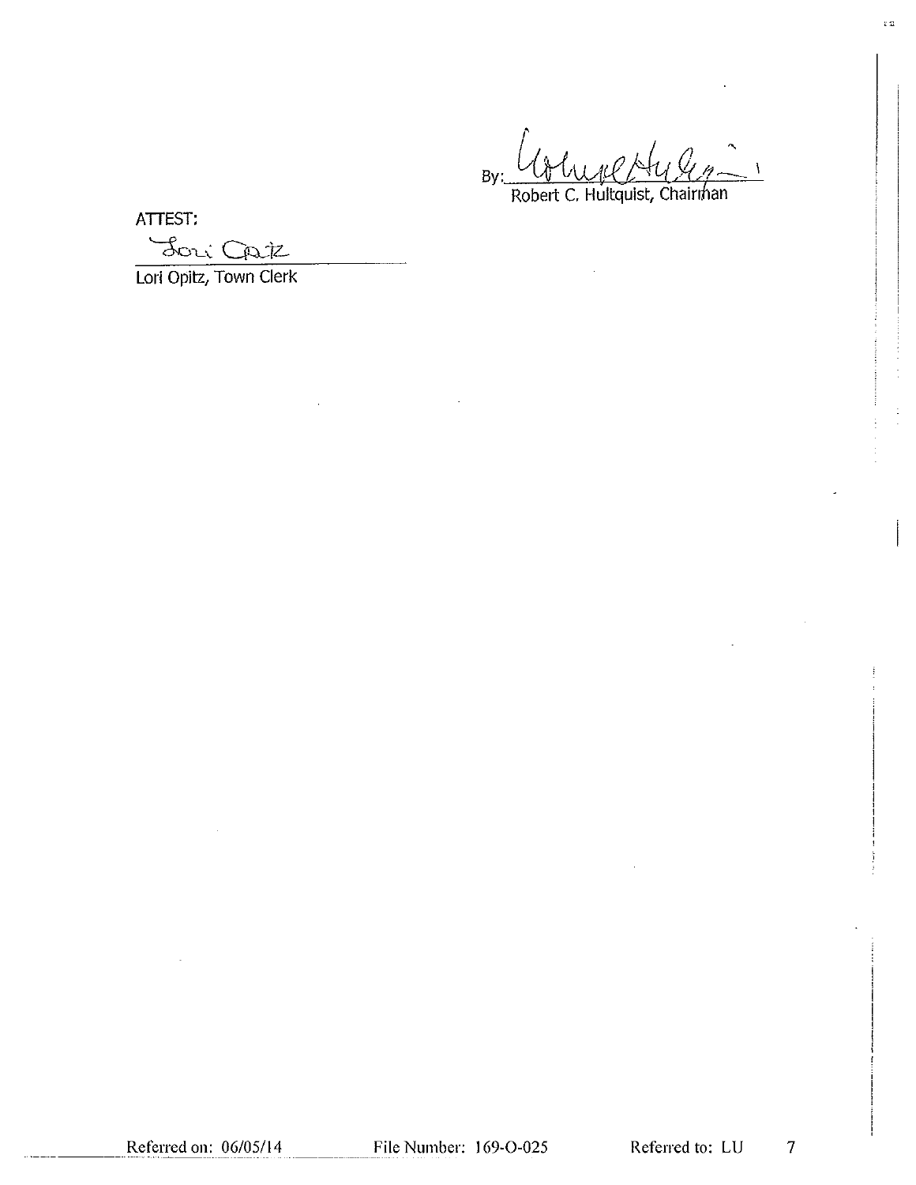By: ______________________
Robert C. Hultquist, Chairman

ATTEST:

______________________
Lori Opitz, Town Clerk

Referred on: 06/05/14 File Number: 169-O-025 Referred to: LU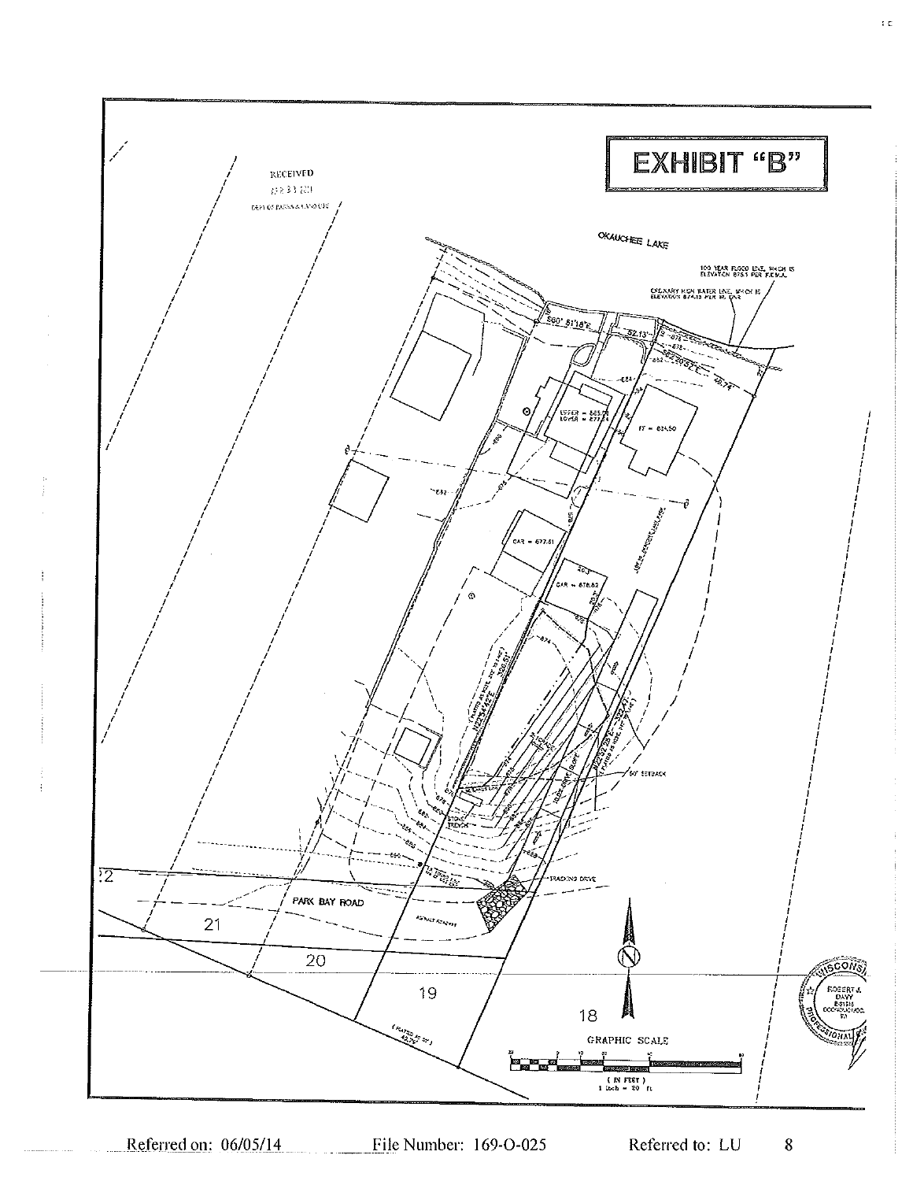# EXHIBIT "B"

RECEIVED

DEPT OF PARKS & LAND USE

OKAUCHEE LAKE

100 YEAR FLOOD LINE, WHICH IS ELEVATION 875.1 PER F.E.M.A.

ORDINARY HIGH WATER LINE, WHICH IS ELEVATION 874.15 PER W. DNR

S60°51'18"E

52.13'

S62°05'52"E

46.74'

UPPER = 885.73
LOWER = 877.24

FF = 884.50

CAR = 877.51

CAR = 876.82

50' SETBACK

STONE TRENCH

TRACKING DRIVE

PARK BAY ROAD

ASPHALT ROADWAY

22

21

20

19

18

GRAPHIC SCALE

( IN FEET )
1 inch = 20 ft.

ROBERT J. DAVY S-1315 OCONOMOWOC, WI

Referred on: 06/05/14 File Number: 169-O-025 Referred to: LU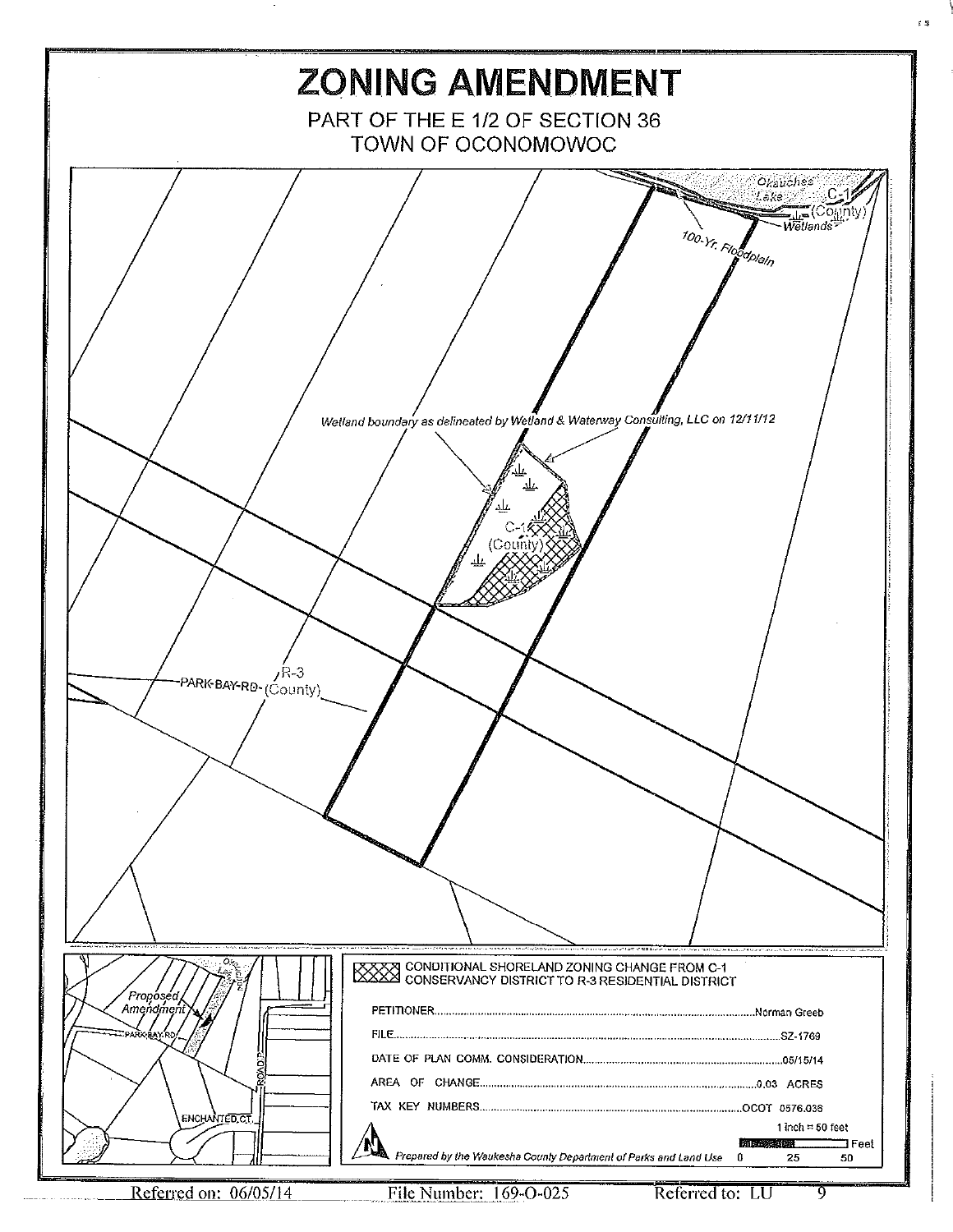# ZONING AMENDMENT

PART OF THE E 1/2 OF SECTION 36
TOWN OF OCONOMOWOC

Okauchee Lake

C-1 (County)

Wetlands

100-Yr. Floodplain

Wetland boundary as delineated by Wetland & Waterway Consulting, LLC on 12/11/12

C-1 (County)

R-3

PARK BAY RD (County)

Proposed Amendment

PARK BAY RD

ROAD P

ENCHANTED CT

CONDITIONAL SHORELAND ZONING CHANGE FROM C-1 CONSERVANCY DISTRICT TO R-3 RESIDENTIAL DISTRICT

| | |
|---|---|
| PETITIONER | Norman Greeb |
| FILE | SZ-1769 |
| DATE OF PLAN COMM. CONSIDERATION | 05/15/14 |
| AREA OF CHANGE | 0.03 ACRES |
| TAX KEY NUMBERS | OCOT 0576.036 |

1 inch = 50 feet

0 25 50 Feet

Prepared by the Waukesha County Department of Parks and Land Use

Referred on: 06/05/14 File Number: 169-O-025 Referred to: LU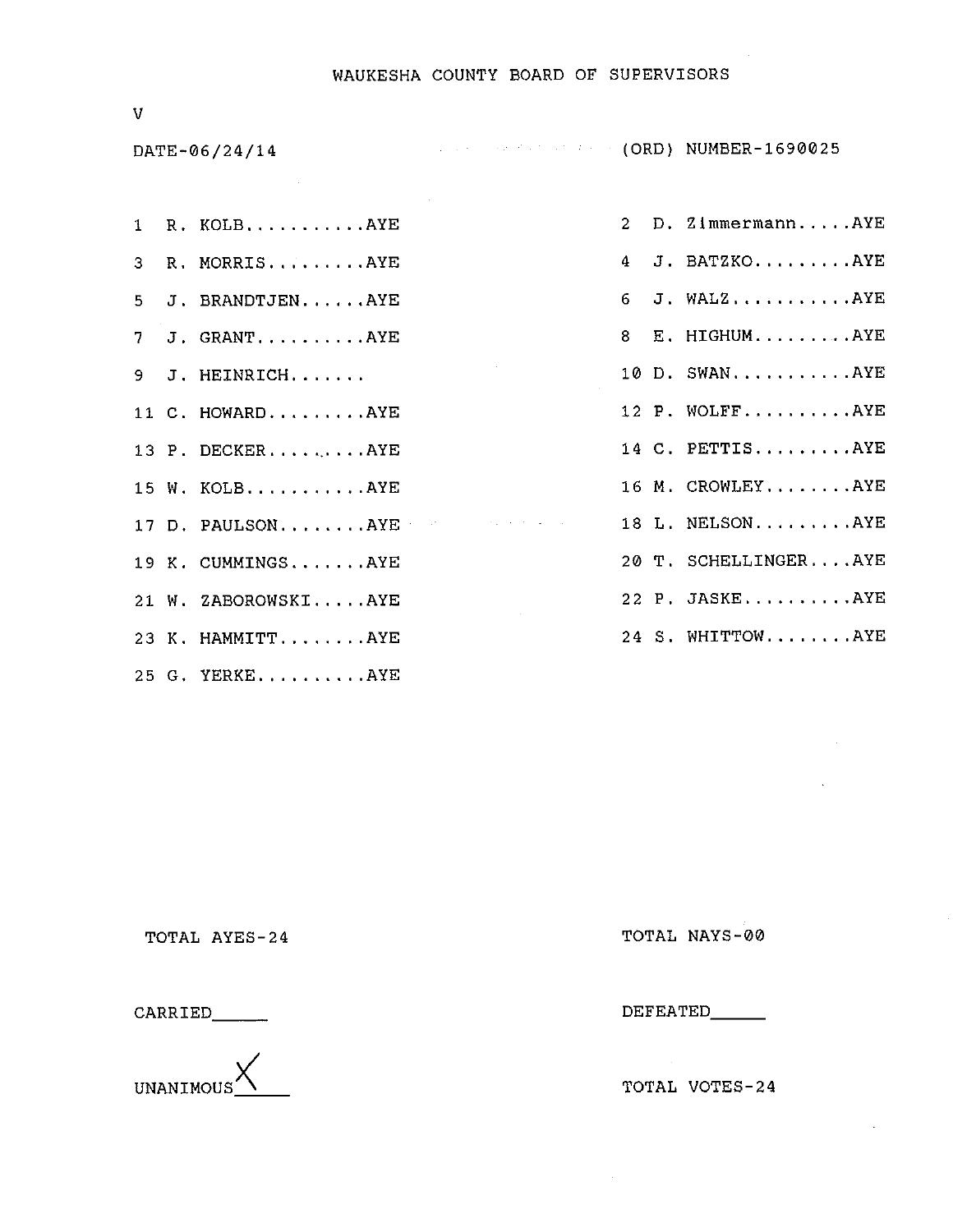# WAUKESHA COUNTY BOARD OF SUPERVISORS

V

DATE-06/24/14 (ORD) NUMBER-1690025

| | |
|---|---|
| 1 R. KOLB...........AYE | 2 D. Zimmermann.....AYE |
| 3 R. MORRIS.........AYE | 4 J. BATZKO.........AYE |
| 5 J. BRANDTJEN......AYE | 6 J. WALZ...........AYE |
| 7 J. GRANT..........AYE | 8 E. HIGHUM.........AYE |
| 9 J. HEINRICH....... | 10 D. SWAN...........AYE |
| 11 C. HOWARD.........AYE | 12 P. WOLFF..........AYE |
| 13 P. DECKER.........AYE | 14 C. PETTIS.........AYE |
| 15 W. KOLB...........AYE | 16 M. CROWLEY........AYE |
| 17 D. PAULSON........AYE | 18 L. NELSON.........AYE |
| 19 K. CUMMINGS.......AYE | 20 T. SCHELLINGER....AYE |
| 21 W. ZABOROWSKI.....AYE | 22 P. JASKE..........AYE |
| 23 K. HAMMITT........AYE | 24 S. WHITTOW........AYE |
| 25 G. YERKE..........AYE | |

TOTAL AYES-24 TOTAL NAYS-00

CARRIED_____ DEFEATED_____

UNANIMOUS X TOTAL VOTES-24